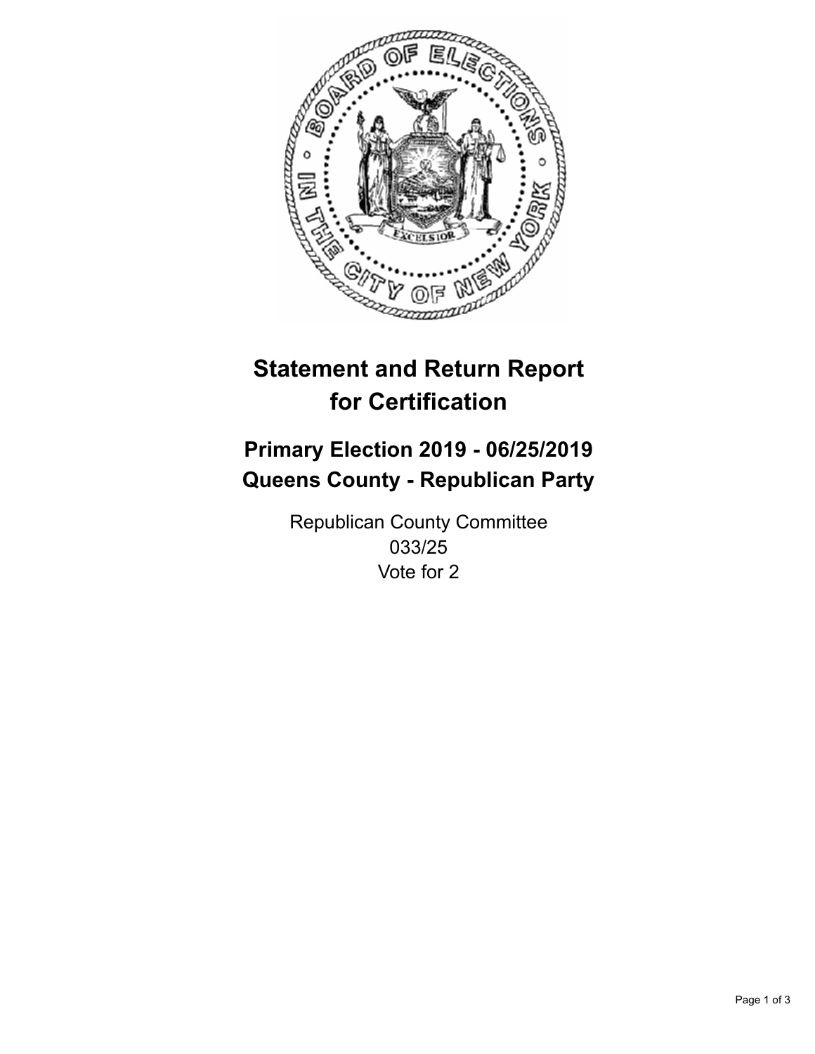# Statement and Return Report for Certification

## Primary Election 2019 - 06/25/2019
## Queens County - Republican Party

Republican County Committee
033/25
Vote for 2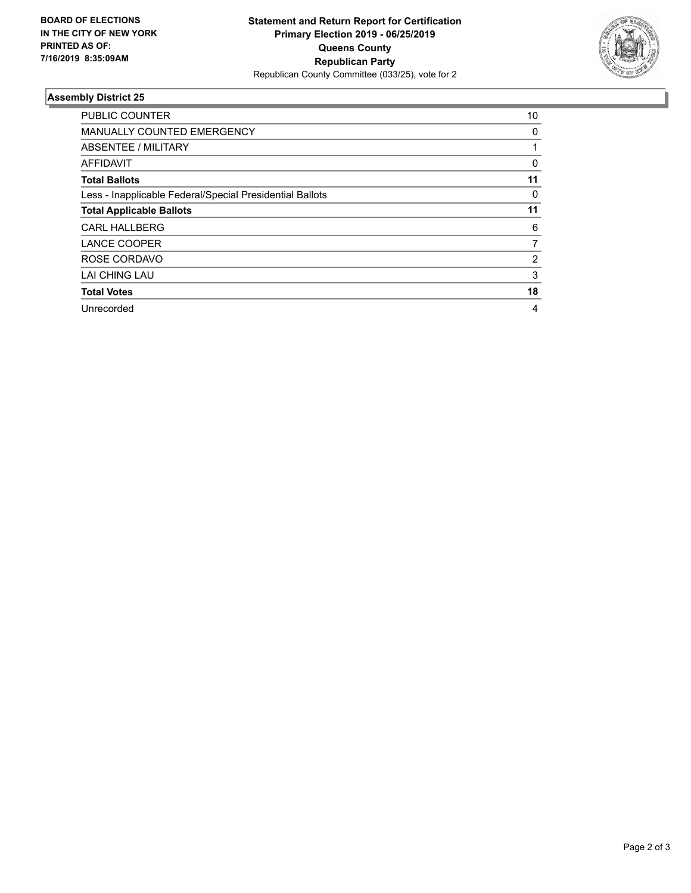**BOARD OF ELECTIONS IN THE CITY OF NEW YORK PRINTED AS OF: 7/16/2019 8:35:09AM**

**Statement and Return Report for Certification Primary Election 2019 - 06/25/2019 Queens County Republican Party**

Republican County Committee (033/25), vote for 2

### Assembly District 25

| | |
|---|---|
| PUBLIC COUNTER | 10 |
| MANUALLY COUNTED EMERGENCY | 0 |
| ABSENTEE / MILITARY | 1 |
| AFFIDAVIT | 0 |
| **Total Ballots** | **11** |
| Less - Inapplicable Federal/Special Presidential Ballots | 0 |
| **Total Applicable Ballots** | **11** |
| CARL HALLBERG | 6 |
| LANCE COOPER | 7 |
| ROSE CORDAVO | 2 |
| LAI CHING LAU | 3 |
| **Total Votes** | **18** |
| Unrecorded | 4 |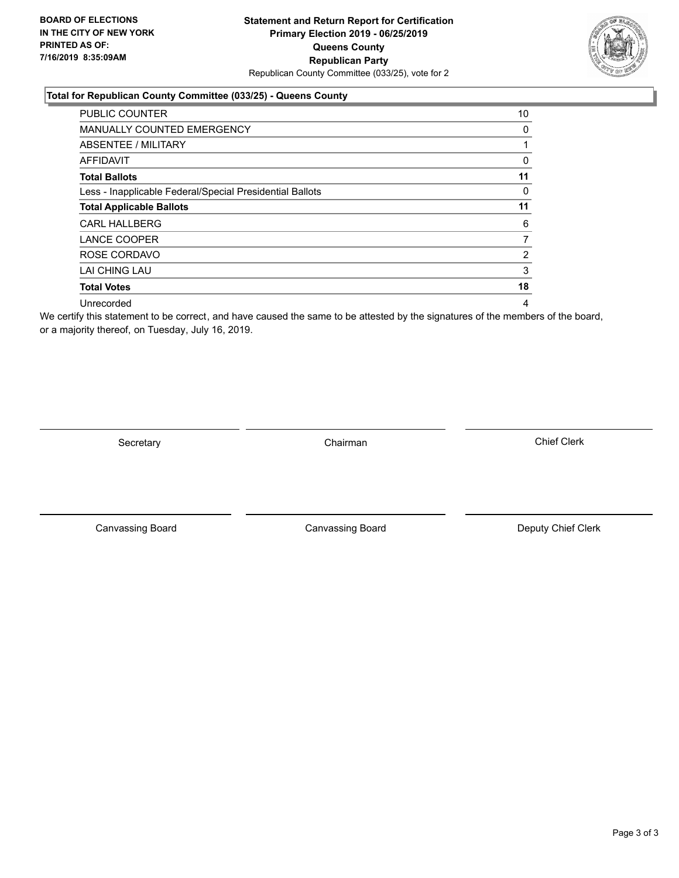**BOARD OF ELECTIONS IN THE CITY OF NEW YORK PRINTED AS OF: 7/16/2019 8:35:09AM**

**Statement and Return Report for Certification**
**Primary Election 2019 - 06/25/2019**
**Queens County**
**Republican Party**
Republican County Committee (033/25), vote for 2

**Total for Republican County Committee (033/25) - Queens County**

| | |
|---|---|
| PUBLIC COUNTER | 10 |
| MANUALLY COUNTED EMERGENCY | 0 |
| ABSENTEE / MILITARY | 1 |
| AFFIDAVIT | 0 |
| **Total Ballots** | **11** |
| Less - Inapplicable Federal/Special Presidential Ballots | 0 |
| **Total Applicable Ballots** | **11** |
| CARL HALLBERG | 6 |
| LANCE COOPER | 7 |
| ROSE CORDAVO | 2 |
| LAI CHING LAU | 3 |
| **Total Votes** | **18** |
| Unrecorded | 4 |

We certify this statement to be correct, and have caused the same to be attested by the signatures of the members of the board, or a majority thereof, on Tuesday, July 16, 2019.

Secretary

Chairman

Chief Clerk

Canvassing Board

Canvassing Board

Deputy Chief Clerk